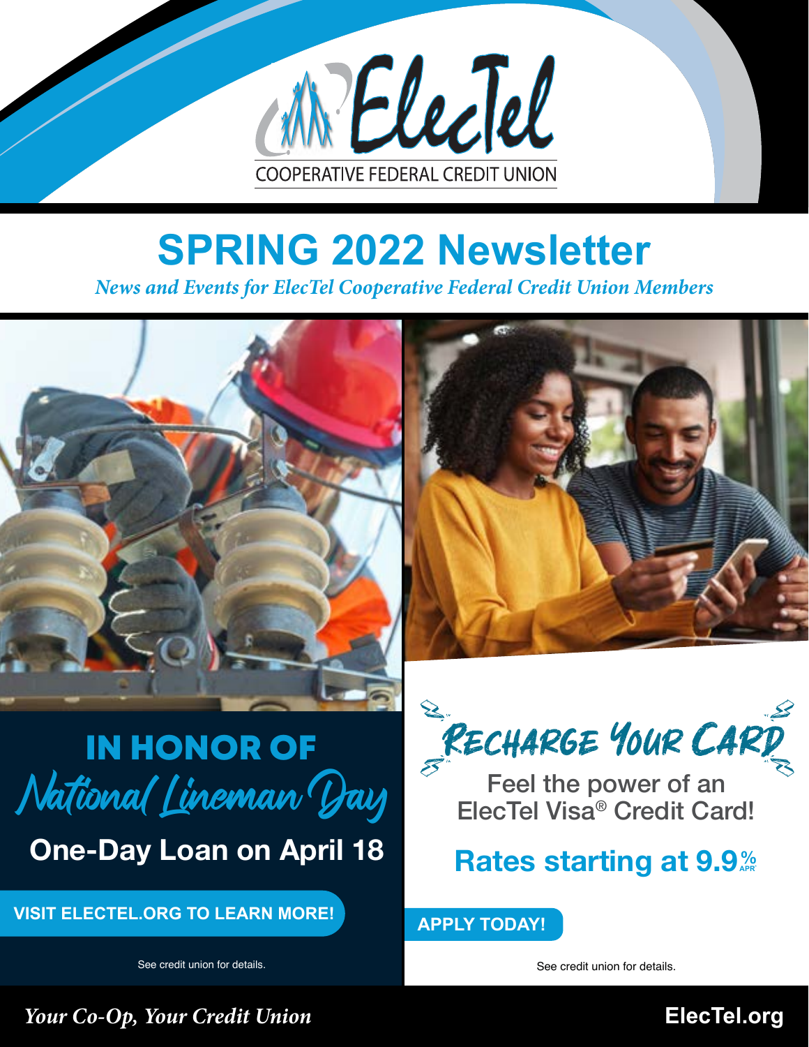ElecTel

COOPERATIVE FEDERAL CREDIT UNION

# SPRING 2022 Newsletter

*News and Events for ElecTel Cooperative Federal Credit Union Members*

## IN HONOR OF National Lineman Day

### One-Day Loan on April 18

**VISIT ELECTEL.ORG TO LEARN MORE!**

See credit union for details.

## Recharge Your Card

Feel the power of an ElecTel Visa® Credit Card!

### Rates starting at 9.9% APR*

**APPLY TODAY!**

See credit union for details.

*Your Co-Op, Your Credit Union*

**ElecTel.org**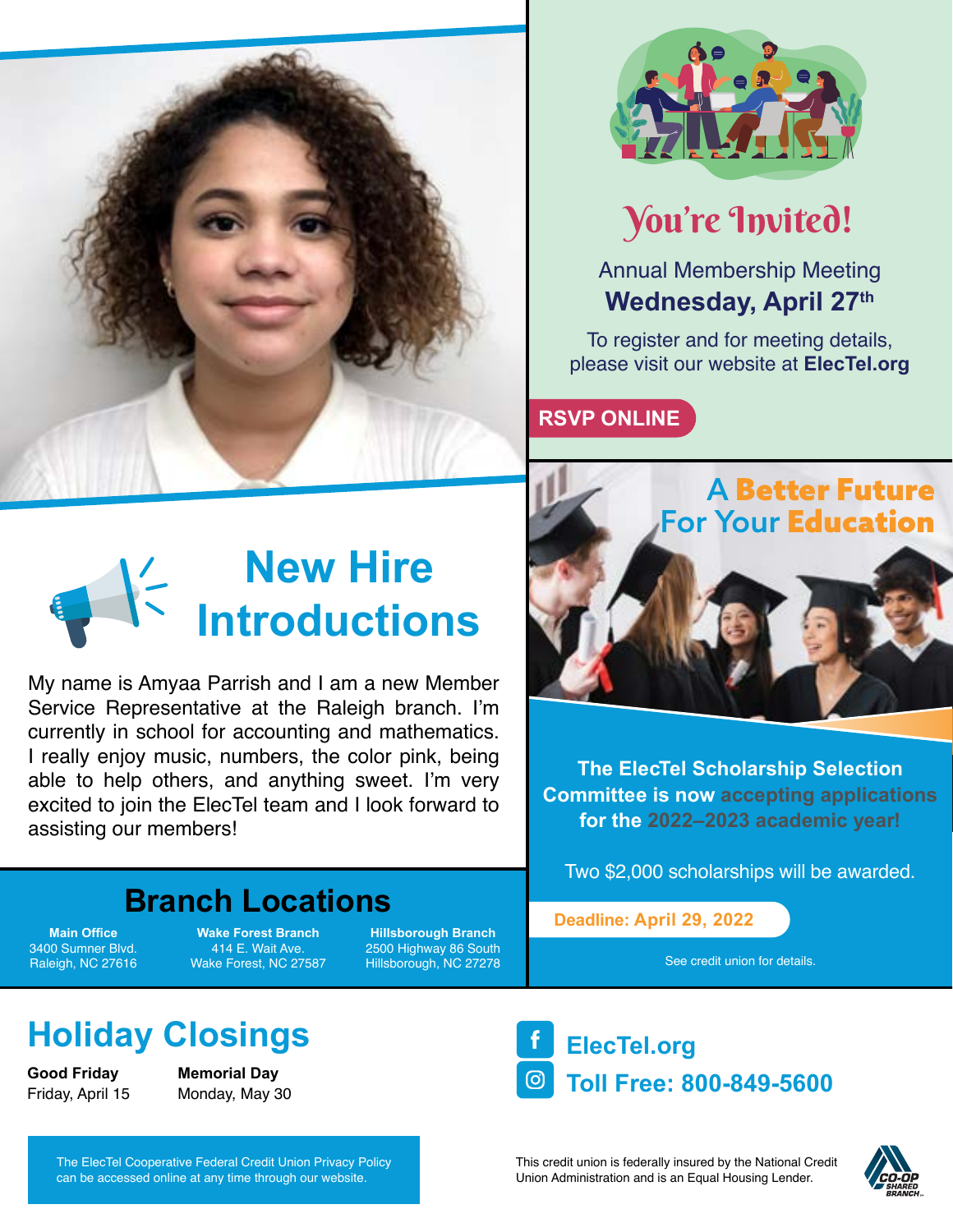# New Hire Introductions

My name is Amyaa Parrish and I am a new Member Service Representative at the Raleigh branch. I'm currently in school for accounting and mathematics. I really enjoy music, numbers, the color pink, being able to help others, and anything sweet. I'm very excited to join the ElecTel team and I look forward to assisting our members!

## Branch Locations

**Main Office**
3400 Sumner Blvd.
Raleigh, NC 27616

**Wake Forest Branch**
414 E. Wait Ave.
Wake Forest, NC 27587

**Hillsborough Branch**
2500 Highway 86 South
Hillsborough, NC 27278

# You're Invited!

Annual Membership Meeting
**Wednesday, April 27th**

To register and for meeting details, please visit our website at **ElecTel.org**

**RSVP ONLINE**

# A Better Future For Your Education

**The ElecTel Scholarship Selection Committee is now accepting applications for the 2022–2023 academic year!**

Two $2,000 scholarships will be awarded.

**Deadline: April 29, 2022**

See credit union for details.

## Holiday Closings

**Good Friday**
Friday, April 15

**Memorial Day**
Monday, May 30

**ElecTel.org**
**Toll Free: 800-849-5600**

The ElecTel Cooperative Federal Credit Union Privacy Policy can be accessed online at any time through our website.

This credit union is federally insured by the National Credit Union Administration and is an Equal Housing Lender.